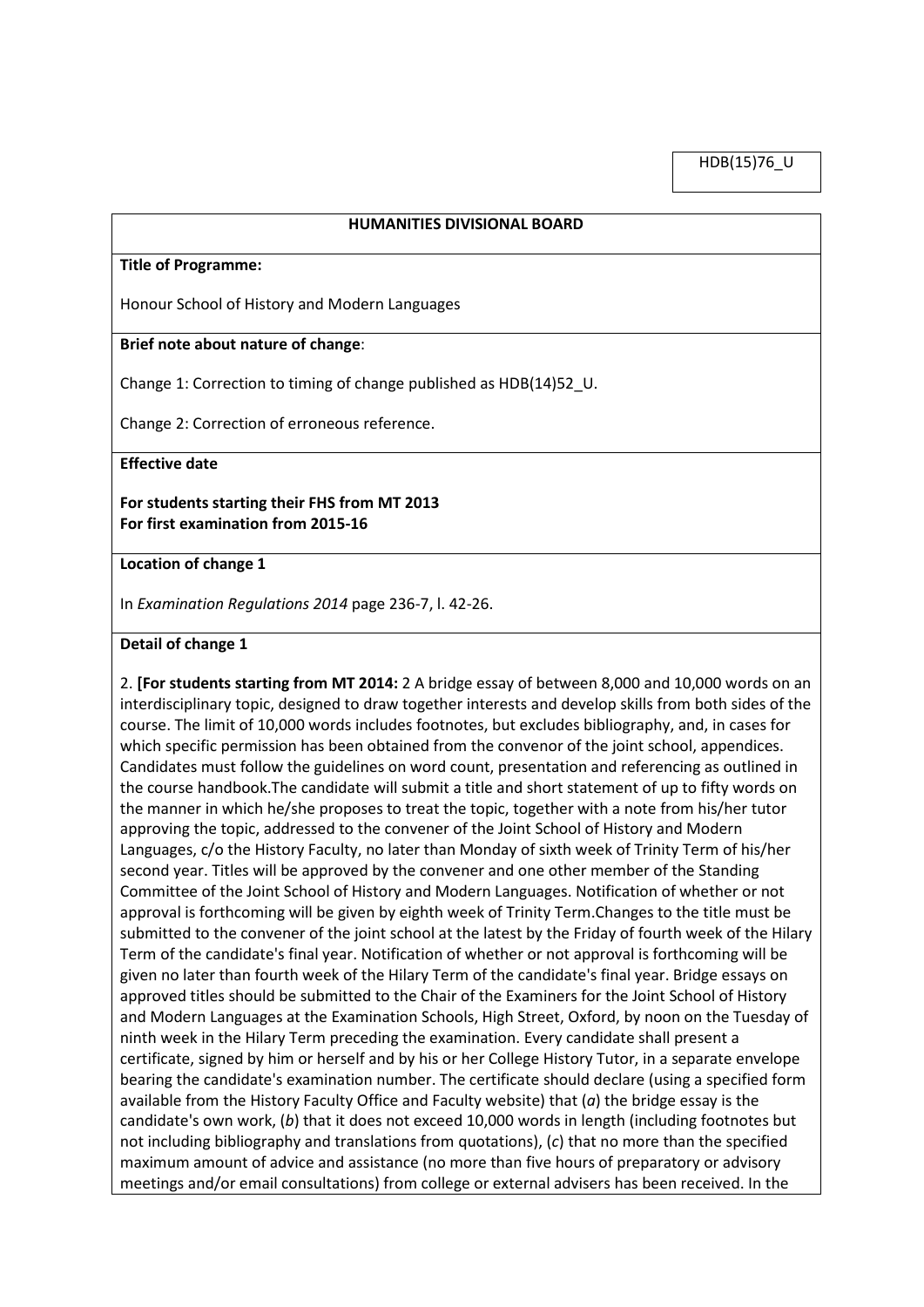HDB(15)76_U

**HUMANITIES DIVISIONAL BOARD**

**Title of Programme:**

Honour School of History and Modern Languages

**Brief note about nature of change**:

Change 1: Correction to timing of change published as HDB(14)52_U.

Change 2: Correction of erroneous reference.

**Effective date**

**For students starting their FHS from MT 2013**
**For first examination from 2015-16**

**Location of change 1**

In *Examination Regulations 2014* page 236-7, l. 42-26.

**Detail of change 1**

2. **[For students starting from MT 2014:** 2 A bridge essay of between 8,000 and 10,000 words on an interdisciplinary topic, designed to draw together interests and develop skills from both sides of the course. The limit of 10,000 words includes footnotes, but excludes bibliography, and, in cases for which specific permission has been obtained from the convenor of the joint school, appendices. Candidates must follow the guidelines on word count, presentation and referencing as outlined in the course handbook.The candidate will submit a title and short statement of up to fifty words on the manner in which he/she proposes to treat the topic, together with a note from his/her tutor approving the topic, addressed to the convener of the Joint School of History and Modern Languages, c/o the History Faculty, no later than Monday of sixth week of Trinity Term of his/her second year. Titles will be approved by the convener and one other member of the Standing Committee of the Joint School of History and Modern Languages. Notification of whether or not approval is forthcoming will be given by eighth week of Trinity Term.Changes to the title must be submitted to the convener of the joint school at the latest by the Friday of fourth week of the Hilary Term of the candidate's final year. Notification of whether or not approval is forthcoming will be given no later than fourth week of the Hilary Term of the candidate's final year. Bridge essays on approved titles should be submitted to the Chair of the Examiners for the Joint School of History and Modern Languages at the Examination Schools, High Street, Oxford, by noon on the Tuesday of ninth week in the Hilary Term preceding the examination. Every candidate shall present a certificate, signed by him or herself and by his or her College History Tutor, in a separate envelope bearing the candidate's examination number. The certificate should declare (using a specified form available from the History Faculty Office and Faculty website) that (*a*) the bridge essay is the candidate's own work, (*b*) that it does not exceed 10,000 words in length (including footnotes but not including bibliography and translations from quotations), (*c*) that no more than the specified maximum amount of advice and assistance (no more than five hours of preparatory or advisory meetings and/or email consultations) from college or external advisers has been received. In the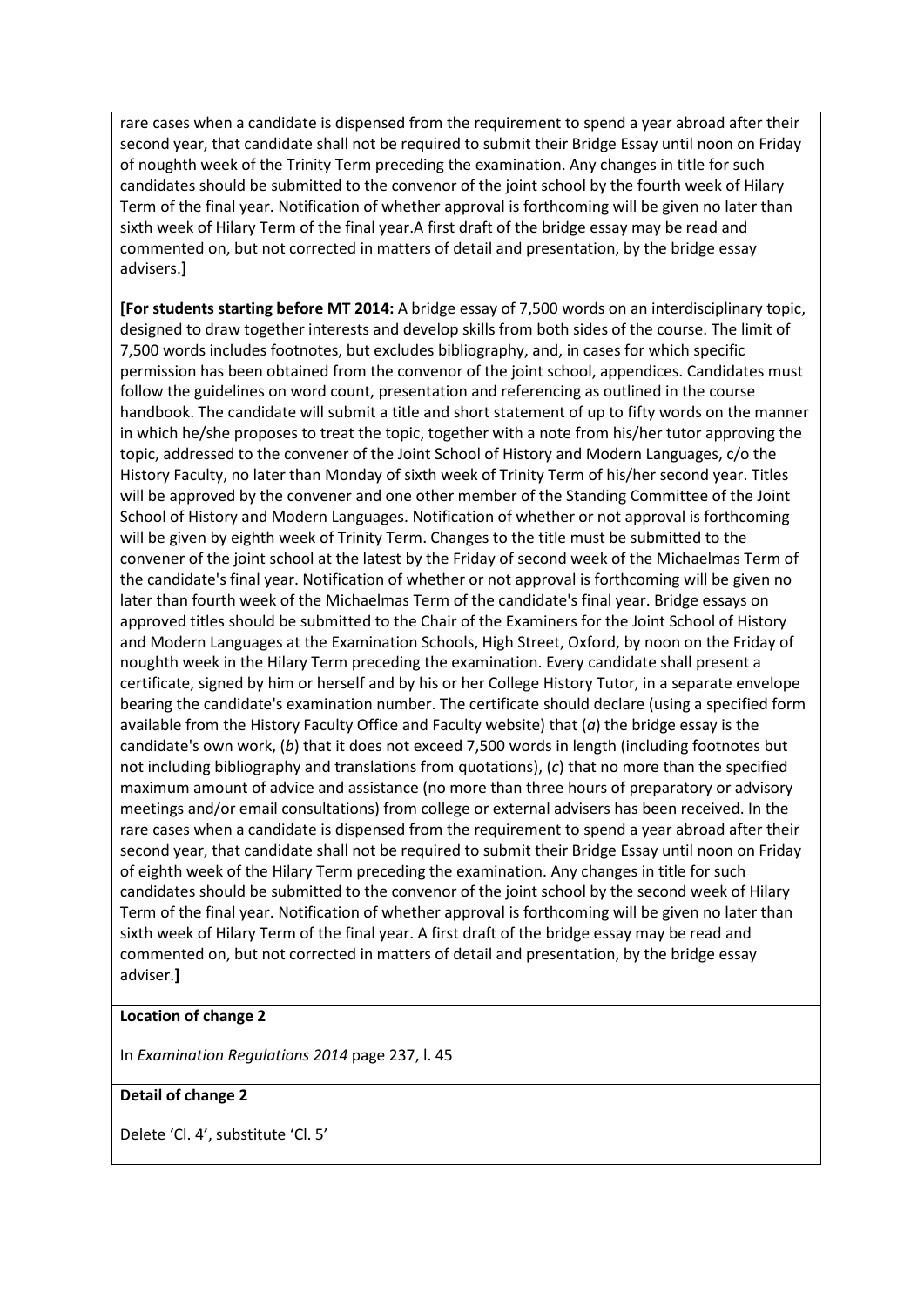rare cases when a candidate is dispensed from the requirement to spend a year abroad after their second year, that candidate shall not be required to submit their Bridge Essay until noon on Friday of noughth week of the Trinity Term preceding the examination. Any changes in title for such candidates should be submitted to the convenor of the joint school by the fourth week of Hilary Term of the final year. Notification of whether approval is forthcoming will be given no later than sixth week of Hilary Term of the final year.A first draft of the bridge essay may be read and commented on, but not corrected in matters of detail and presentation, by the bridge essay advisers.**]**

**[For students starting before MT 2014:** A bridge essay of 7,500 words on an interdisciplinary topic, designed to draw together interests and develop skills from both sides of the course. The limit of 7,500 words includes footnotes, but excludes bibliography, and, in cases for which specific permission has been obtained from the convenor of the joint school, appendices. Candidates must follow the guidelines on word count, presentation and referencing as outlined in the course handbook. The candidate will submit a title and short statement of up to fifty words on the manner in which he/she proposes to treat the topic, together with a note from his/her tutor approving the topic, addressed to the convener of the Joint School of History and Modern Languages, c/o the History Faculty, no later than Monday of sixth week of Trinity Term of his/her second year. Titles will be approved by the convener and one other member of the Standing Committee of the Joint School of History and Modern Languages. Notification of whether or not approval is forthcoming will be given by eighth week of Trinity Term. Changes to the title must be submitted to the convener of the joint school at the latest by the Friday of second week of the Michaelmas Term of the candidate's final year. Notification of whether or not approval is forthcoming will be given no later than fourth week of the Michaelmas Term of the candidate's final year. Bridge essays on approved titles should be submitted to the Chair of the Examiners for the Joint School of History and Modern Languages at the Examination Schools, High Street, Oxford, by noon on the Friday of noughth week in the Hilary Term preceding the examination. Every candidate shall present a certificate, signed by him or herself and by his or her College History Tutor, in a separate envelope bearing the candidate's examination number. The certificate should declare (using a specified form available from the History Faculty Office and Faculty website) that (*a*) the bridge essay is the candidate's own work, (*b*) that it does not exceed 7,500 words in length (including footnotes but not including bibliography and translations from quotations), (*c*) that no more than the specified maximum amount of advice and assistance (no more than three hours of preparatory or advisory meetings and/or email consultations) from college or external advisers has been received. In the rare cases when a candidate is dispensed from the requirement to spend a year abroad after their second year, that candidate shall not be required to submit their Bridge Essay until noon on Friday of eighth week of the Hilary Term preceding the examination. Any changes in title for such candidates should be submitted to the convenor of the joint school by the second week of Hilary Term of the final year. Notification of whether approval is forthcoming will be given no later than sixth week of Hilary Term of the final year. A first draft of the bridge essay may be read and commented on, but not corrected in matters of detail and presentation, by the bridge essay adviser.**]**

**Location of change 2**

In *Examination Regulations 2014* page 237, l. 45

**Detail of change 2**

Delete 'Cl. 4', substitute 'Cl. 5'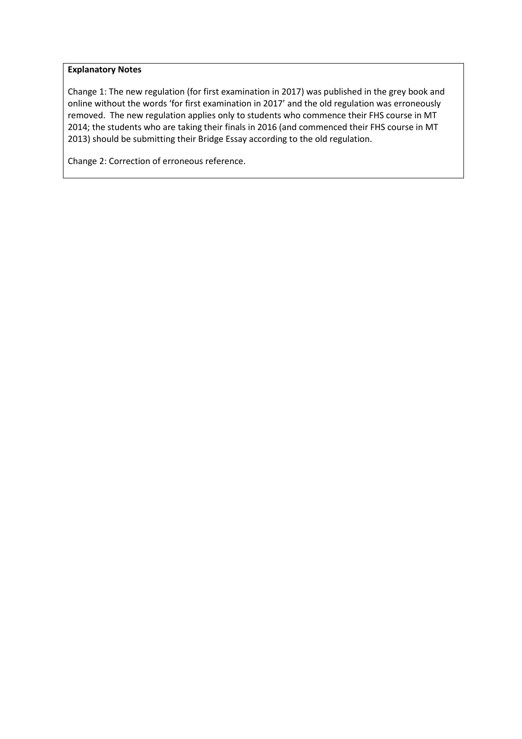**Explanatory Notes**

Change 1: The new regulation (for first examination in 2017) was published in the grey book and online without the words 'for first examination in 2017' and the old regulation was erroneously removed. The new regulation applies only to students who commence their FHS course in MT 2014; the students who are taking their finals in 2016 (and commenced their FHS course in MT 2013) should be submitting their Bridge Essay according to the old regulation.

Change 2: Correction of erroneous reference.